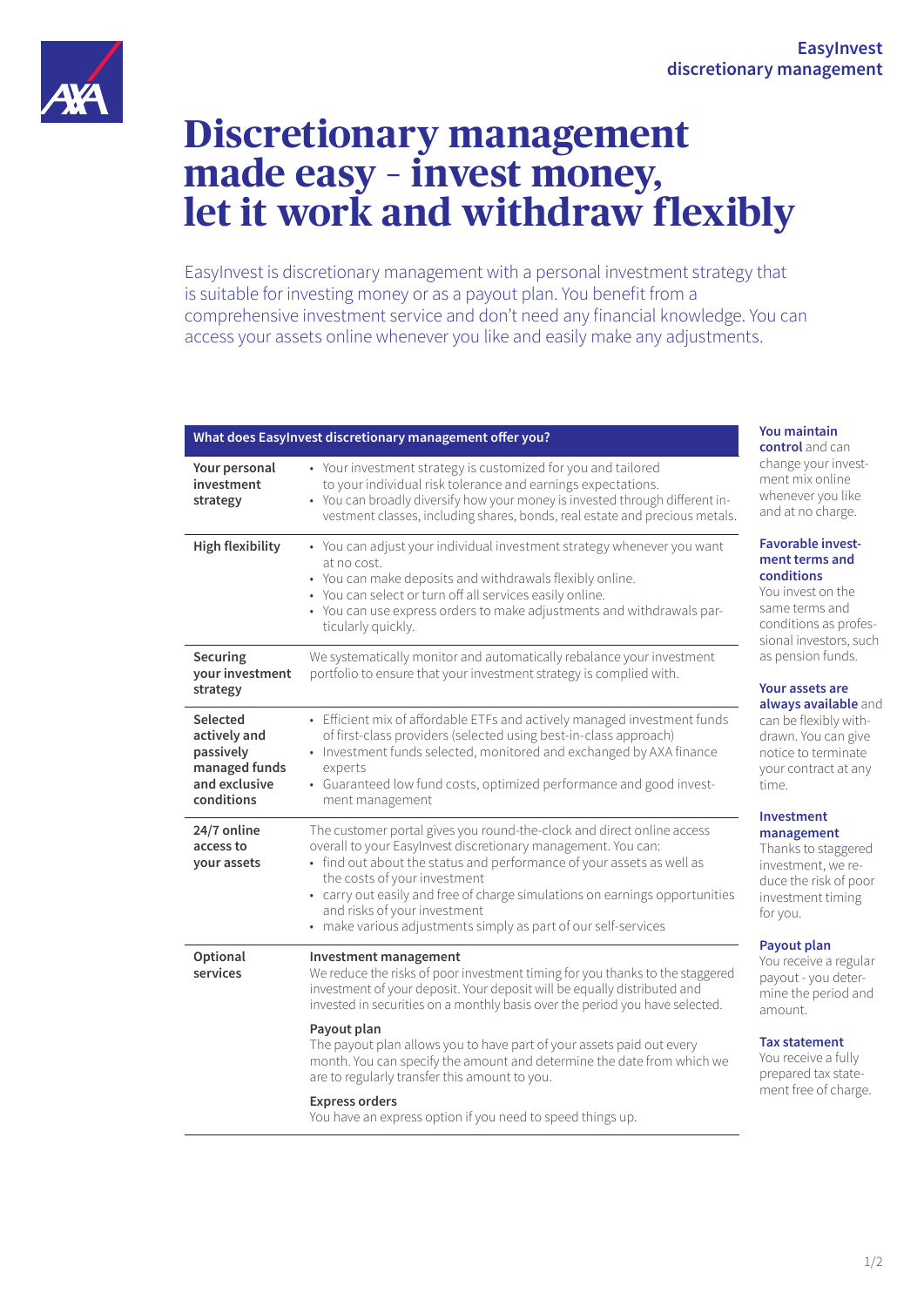EasyInvest discretionary management

# Discretionary management made easy – invest money, let it work and withdraw flexibly

EasyInvest is discretionary management with a personal investment strategy that is suitable for investing money or as a payout plan. You benefit from a comprehensive investment service and don't need any financial knowledge. You can access your assets online whenever you like and easily make any adjustments.

| What does EasyInvest discretionary management offer you? | |
|---|---|
| **Your personal investment strategy** | • Your investment strategy is customized for you and tailored to your individual risk tolerance and earnings expectations.<br>• You can broadly diversify how your money is invested through different investment classes, including shares, bonds, real estate and precious metals. |
| **High flexibility** | • You can adjust your individual investment strategy whenever you want at no cost.<br>• You can make deposits and withdrawals flexibly online.<br>• You can select or turn off all services easily online.<br>• You can use express orders to make adjustments and withdrawals particularly quickly. |
| **Securing your investment strategy** | We systematically monitor and automatically rebalance your investment portfolio to ensure that your investment strategy is complied with. |
| **Selected actively and passively managed funds and exclusive conditions** | • Efficient mix of affordable ETFs and actively managed investment funds of first-class providers (selected using best-in-class approach)<br>• Investment funds selected, monitored and exchanged by AXA finance experts<br>• Guaranteed low fund costs, optimized performance and good investment management |
| **24/7 online access to your assets** | The customer portal gives you round-the-clock and direct online access overall to your EasyInvest discretionary management. You can:<br>• find out about the status and performance of your assets as well as the costs of your investment<br>• carry out easily and free of charge simulations on earnings opportunities and risks of your investment<br>• make various adjustments simply as part of our self-services |
| **Optional services** | **Investment management**<br>We reduce the risks of poor investment timing for you thanks to the staggered investment of your deposit. Your deposit will be equally distributed and invested in securities on a monthly basis over the period you have selected.<br><br>**Payout plan**<br>The payout plan allows you to have part of your assets paid out every month. You can specify the amount and determine the date from which we are to regularly transfer this amount to you.<br><br>**Express orders**<br>You have an express option if you need to speed things up. |

**You maintain control** and can change your investment mix online whenever you like and at no charge.

**Favorable investment terms and conditions**
You invest on the same terms and conditions as professional investors, such as pension funds.

**Your assets are always available** and can be flexibly withdrawn. You can give notice to terminate your contract at any time.

**Investment management**
Thanks to staggered investment, we reduce the risk of poor investment timing for you.

**Payout plan**
You receive a regular payout - you determine the period and amount.

**Tax statement**
You receive a fully prepared tax statement free of charge.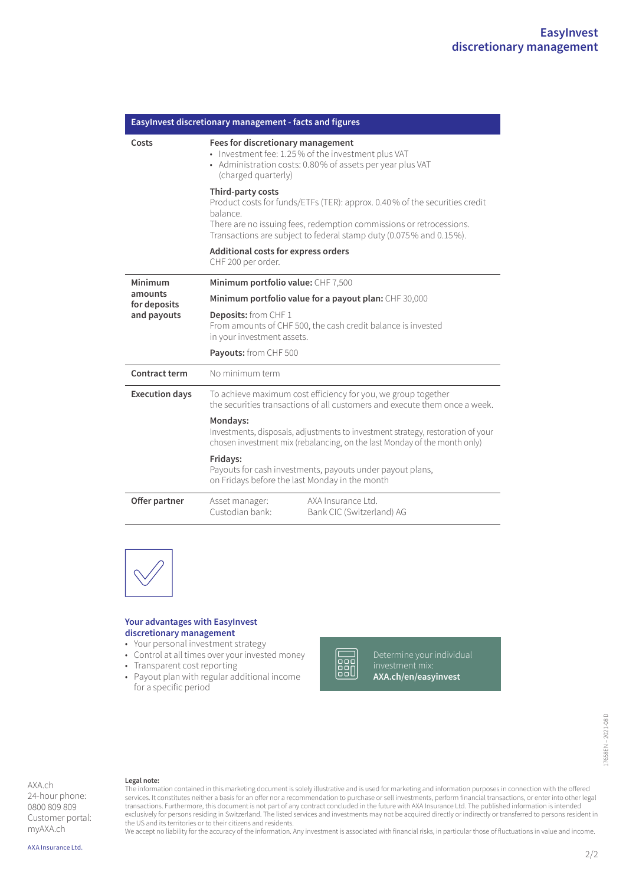# EasyInvest discretionary management

| EasyInvest discretionary management - facts and figures | |
|---|---|
| **Costs** | **Fees for discretionary management**<br>• Investment fee: 1.25 % of the investment plus VAT<br>• Administration costs: 0.80 % of assets per year plus VAT (charged quarterly)<br><br>**Third-party costs**<br>Product costs for funds/ETFs (TER): approx. 0.40 % of the securities credit balance.<br>There are no issuing fees, redemption commissions or retrocessions.<br>Transactions are subject to federal stamp duty (0.075 % and 0.15 %).<br><br>**Additional costs for express orders**<br>CHF 200 per order. |
| **Minimum amounts for deposits and payouts** | **Minimum portfolio value:** CHF 7,500<br><br>**Minimum portfolio value for a payout plan:** CHF 30,000<br><br>**Deposits:** from CHF 1<br>From amounts of CHF 500, the cash credit balance is invested in your investment assets.<br><br>**Payouts:** from CHF 500 |
| **Contract term** | No minimum term |
| **Execution days** | To achieve maximum cost efficiency for you, we group together the securities transactions of all customers and execute them once a week.<br><br>**Mondays:**<br>Investments, disposals, adjustments to investment strategy, restoration of your chosen investment mix (rebalancing, on the last Monday of the month only)<br><br>**Fridays:**<br>Payouts for cash investments, payouts under payout plans, on Fridays before the last Monday in the month |
| **Offer partner** | Asset manager: AXA Insurance Ltd.<br>Custodian bank: Bank CIC (Switzerland) AG |

## Your advantages with EasyInvest discretionary management

- Your personal investment strategy
- Control at all times over your invested money
- Transparent cost reporting
- Payout plan with regular additional income for a specific period

Determine your individual investment mix:
**AXA.ch/en/easyinvest**

17658EN – 2021-08 D

AXA.ch
24-hour phone:
0800 809 809
Customer portal:
myAXA.ch

AXA Insurance Ltd.

**Legal note:**
The information contained in this marketing document is solely illustrative and is used for marketing and information purposes in connection with the offered services. It constitutes neither a basis for an offer nor a recommendation to purchase or sell investments, perform financial transactions, or enter into other legal transactions. Furthermore, this document is not part of any contract concluded in the future with AXA Insurance Ltd. The published information is intended exclusively for persons residing in Switzerland. The listed services and investments may not be acquired directly or indirectly or transferred to persons resident in the US and its territories or to their citizens and residents.
We accept no liability for the accuracy of the information. Any investment is associated with financial risks, in particular those of fluctuations in value and income.